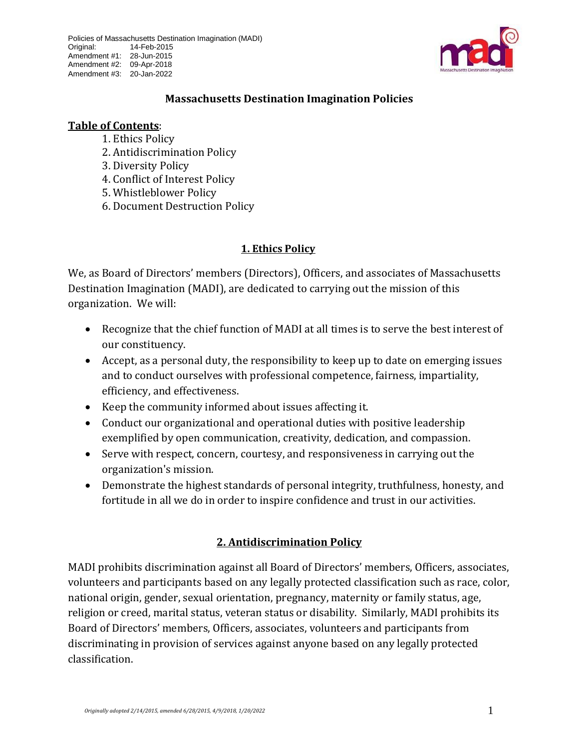Policies of Massachusetts Destination Imagination (MADI)
Original: 14-Feb-2015
Amendment #1: 28-Jun-2015
Amendment #2: 09-Apr-2018
Amendment #3: 20-Jan-2022

# Massachusetts Destination Imagination Policies

**Table of Contents**:

1. Ethics Policy
2. Antidiscrimination Policy
3. Diversity Policy
4. Conflict of Interest Policy
5. Whistleblower Policy
6. Document Destruction Policy

## 1. Ethics Policy

We, as Board of Directors' members (Directors), Officers, and associates of Massachusetts Destination Imagination (MADI), are dedicated to carrying out the mission of this organization. We will:

- Recognize that the chief function of MADI at all times is to serve the best interest of our constituency.
- Accept, as a personal duty, the responsibility to keep up to date on emerging issues and to conduct ourselves with professional competence, fairness, impartiality, efficiency, and effectiveness.
- Keep the community informed about issues affecting it.
- Conduct our organizational and operational duties with positive leadership exemplified by open communication, creativity, dedication, and compassion.
- Serve with respect, concern, courtesy, and responsiveness in carrying out the organization's mission.
- Demonstrate the highest standards of personal integrity, truthfulness, honesty, and fortitude in all we do in order to inspire confidence and trust in our activities.

## 2. Antidiscrimination Policy

MADI prohibits discrimination against all Board of Directors' members, Officers, associates, volunteers and participants based on any legally protected classification such as race, color, national origin, gender, sexual orientation, pregnancy, maternity or family status, age, religion or creed, marital status, veteran status or disability. Similarly, MADI prohibits its Board of Directors' members, Officers, associates, volunteers and participants from discriminating in provision of services against anyone based on any legally protected classification.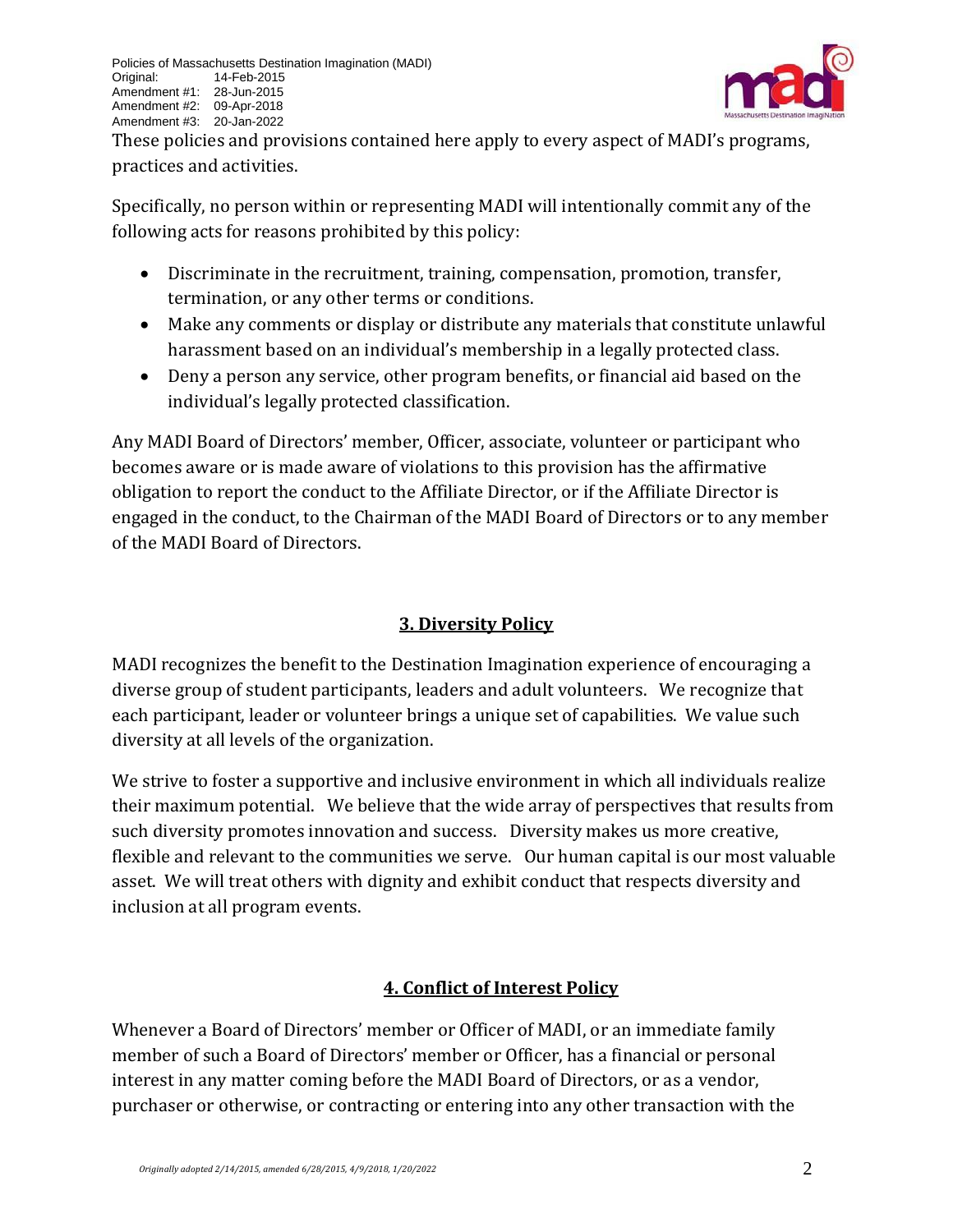These policies and provisions contained here apply to every aspect of MADI's programs, practices and activities.

Specifically, no person within or representing MADI will intentionally commit any of the following acts for reasons prohibited by this policy:

- Discriminate in the recruitment, training, compensation, promotion, transfer, termination, or any other terms or conditions.
- Make any comments or display or distribute any materials that constitute unlawful harassment based on an individual's membership in a legally protected class.
- Deny a person any service, other program benefits, or financial aid based on the individual's legally protected classification.

Any MADI Board of Directors' member, Officer, associate, volunteer or participant who becomes aware or is made aware of violations to this provision has the affirmative obligation to report the conduct to the Affiliate Director, or if the Affiliate Director is engaged in the conduct, to the Chairman of the MADI Board of Directors or to any member of the MADI Board of Directors.

## 3. Diversity Policy

MADI recognizes the benefit to the Destination Imagination experience of encouraging a diverse group of student participants, leaders and adult volunteers. We recognize that each participant, leader or volunteer brings a unique set of capabilities. We value such diversity at all levels of the organization.

We strive to foster a supportive and inclusive environment in which all individuals realize their maximum potential. We believe that the wide array of perspectives that results from such diversity promotes innovation and success. Diversity makes us more creative, flexible and relevant to the communities we serve. Our human capital is our most valuable asset. We will treat others with dignity and exhibit conduct that respects diversity and inclusion at all program events.

## 4. Conflict of Interest Policy

Whenever a Board of Directors' member or Officer of MADI, or an immediate family member of such a Board of Directors' member or Officer, has a financial or personal interest in any matter coming before the MADI Board of Directors, or as a vendor, purchaser or otherwise, or contracting or entering into any other transaction with the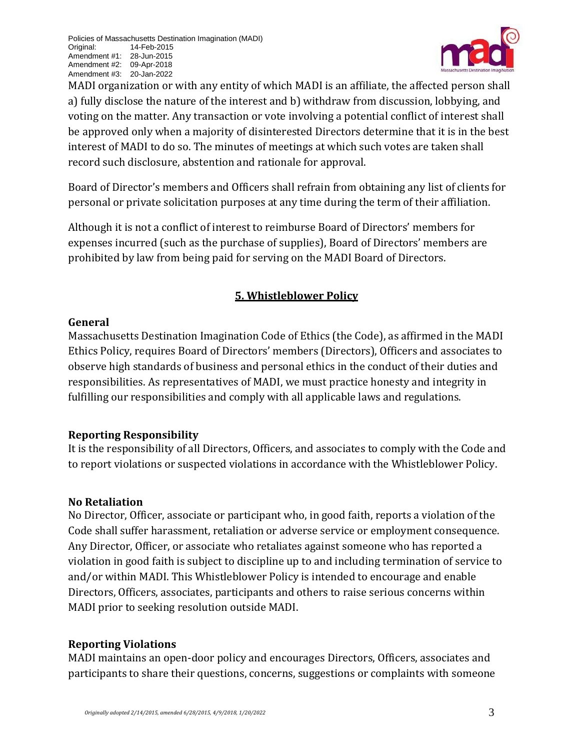MADI organization or with any entity of which MADI is an affiliate, the affected person shall a) fully disclose the nature of the interest and b) withdraw from discussion, lobbying, and voting on the matter. Any transaction or vote involving a potential conflict of interest shall be approved only when a majority of disinterested Directors determine that it is in the best interest of MADI to do so. The minutes of meetings at which such votes are taken shall record such disclosure, abstention and rationale for approval.

Board of Director's members and Officers shall refrain from obtaining any list of clients for personal or private solicitation purposes at any time during the term of their affiliation.

Although it is not a conflict of interest to reimburse Board of Directors' members for expenses incurred (such as the purchase of supplies), Board of Directors' members are prohibited by law from being paid for serving on the MADI Board of Directors.

## 5. Whistleblower Policy

### General

Massachusetts Destination Imagination Code of Ethics (the Code), as affirmed in the MADI Ethics Policy, requires Board of Directors' members (Directors), Officers and associates to observe high standards of business and personal ethics in the conduct of their duties and responsibilities. As representatives of MADI, we must practice honesty and integrity in fulfilling our responsibilities and comply with all applicable laws and regulations.

### Reporting Responsibility

It is the responsibility of all Directors, Officers, and associates to comply with the Code and to report violations or suspected violations in accordance with the Whistleblower Policy.

### No Retaliation

No Director, Officer, associate or participant who, in good faith, reports a violation of the Code shall suffer harassment, retaliation or adverse service or employment consequence. Any Director, Officer, or associate who retaliates against someone who has reported a violation in good faith is subject to discipline up to and including termination of service to and/or within MADI. This Whistleblower Policy is intended to encourage and enable Directors, Officers, associates, participants and others to raise serious concerns within MADI prior to seeking resolution outside MADI.

### Reporting Violations

MADI maintains an open-door policy and encourages Directors, Officers, associates and participants to share their questions, concerns, suggestions or complaints with someone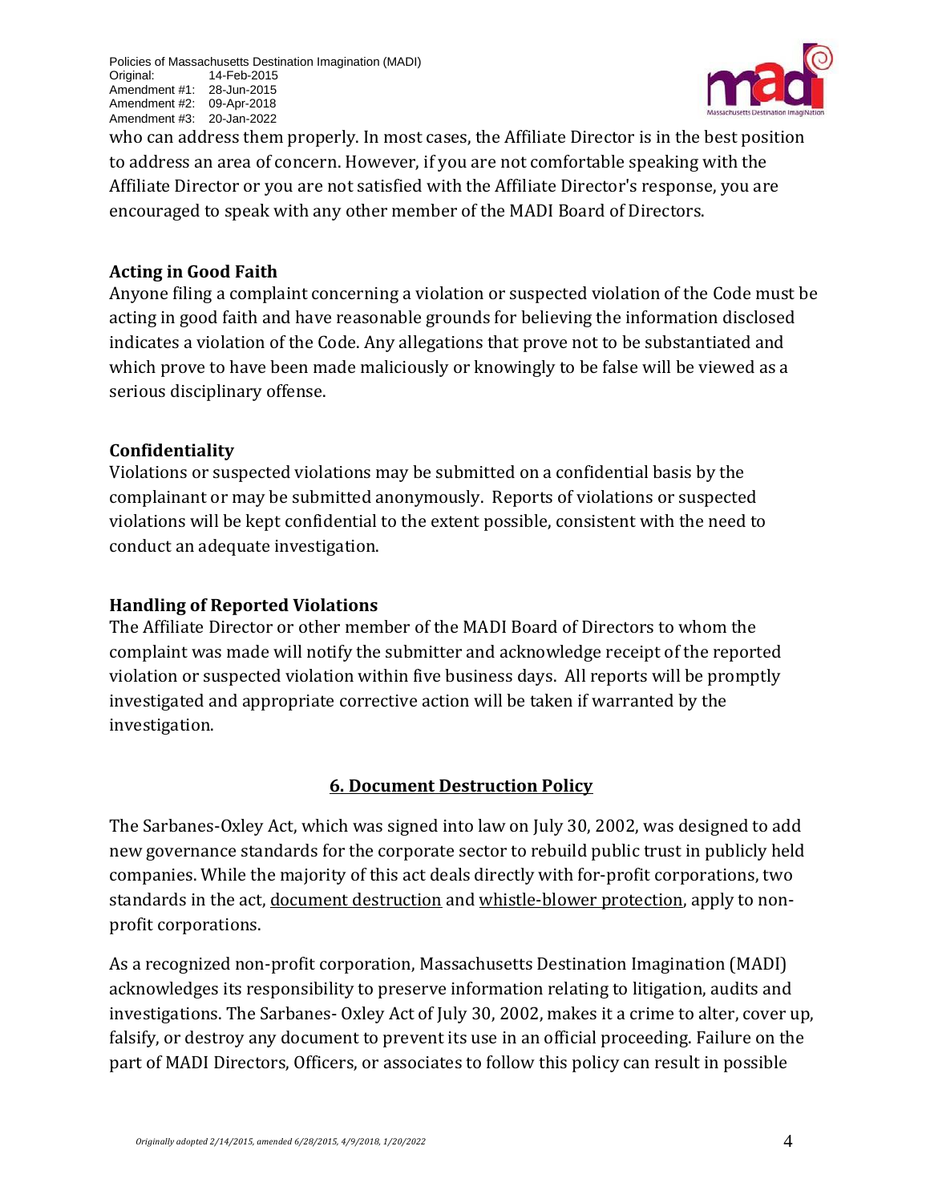who can address them properly. In most cases, the Affiliate Director is in the best position to address an area of concern. However, if you are not comfortable speaking with the Affiliate Director or you are not satisfied with the Affiliate Director's response, you are encouraged to speak with any other member of the MADI Board of Directors.

**Acting in Good Faith**

Anyone filing a complaint concerning a violation or suspected violation of the Code must be acting in good faith and have reasonable grounds for believing the information disclosed indicates a violation of the Code. Any allegations that prove not to be substantiated and which prove to have been made maliciously or knowingly to be false will be viewed as a serious disciplinary offense.

**Confidentiality**

Violations or suspected violations may be submitted on a confidential basis by the complainant or may be submitted anonymously. Reports of violations or suspected violations will be kept confidential to the extent possible, consistent with the need to conduct an adequate investigation.

**Handling of Reported Violations**

The Affiliate Director or other member of the MADI Board of Directors to whom the complaint was made will notify the submitter and acknowledge receipt of the reported violation or suspected violation within five business days. All reports will be promptly investigated and appropriate corrective action will be taken if warranted by the investigation.

## 6. Document Destruction Policy

The Sarbanes-Oxley Act, which was signed into law on July 30, 2002, was designed to add new governance standards for the corporate sector to rebuild public trust in publicly held companies. While the majority of this act deals directly with for-profit corporations, two standards in the act, document destruction and whistle-blower protection, apply to non-profit corporations.

As a recognized non-profit corporation, Massachusetts Destination Imagination (MADI) acknowledges its responsibility to preserve information relating to litigation, audits and investigations. The Sarbanes- Oxley Act of July 30, 2002, makes it a crime to alter, cover up, falsify, or destroy any document to prevent its use in an official proceeding. Failure on the part of MADI Directors, Officers, or associates to follow this policy can result in possible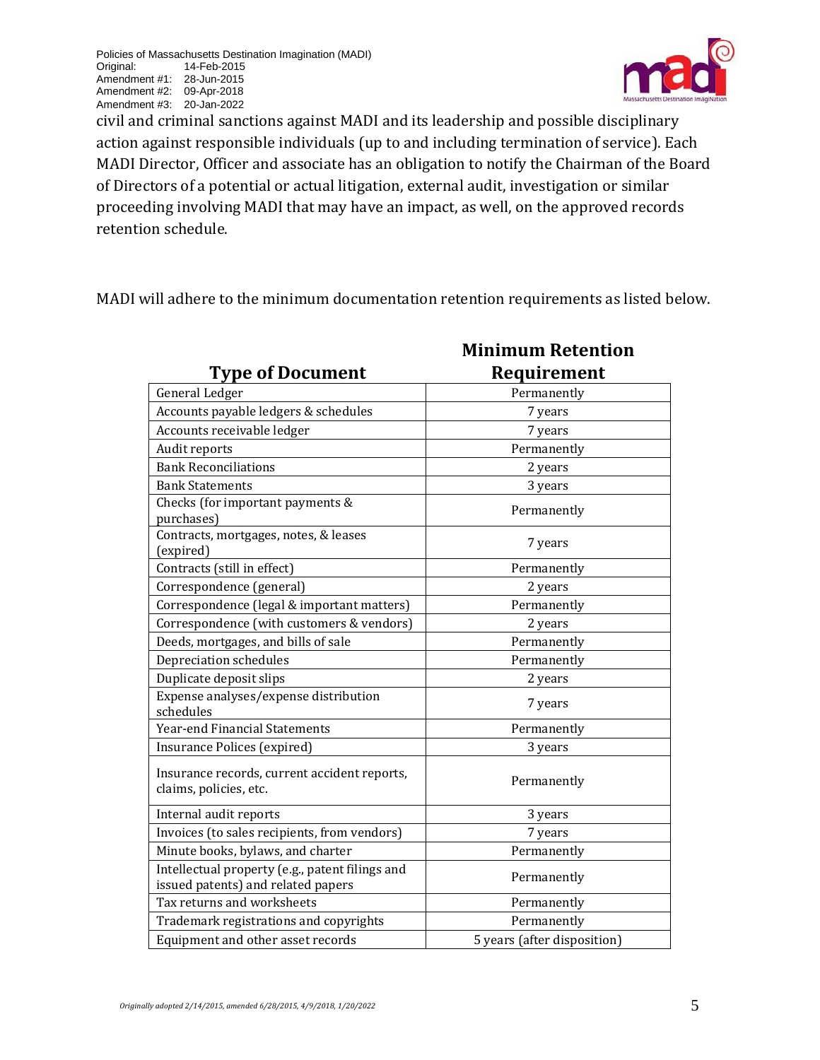civil and criminal sanctions against MADI and its leadership and possible disciplinary action against responsible individuals (up to and including termination of service). Each MADI Director, Officer and associate has an obligation to notify the Chairman of the Board of Directors of a potential or actual litigation, external audit, investigation or similar proceeding involving MADI that may have an impact, as well, on the approved records retention schedule.

MADI will adhere to the minimum documentation retention requirements as listed below.

| Type of Document | Minimum Retention Requirement |
|---|---|
| General Ledger | Permanently |
| Accounts payable ledgers & schedules | 7 years |
| Accounts receivable ledger | 7 years |
| Audit reports | Permanently |
| Bank Reconciliations | 2 years |
| Bank Statements | 3 years |
| Checks (for important payments & purchases) | Permanently |
| Contracts, mortgages, notes, & leases (expired) | 7 years |
| Contracts (still in effect) | Permanently |
| Correspondence (general) | 2 years |
| Correspondence (legal & important matters) | Permanently |
| Correspondence (with customers & vendors) | 2 years |
| Deeds, mortgages, and bills of sale | Permanently |
| Depreciation schedules | Permanently |
| Duplicate deposit slips | 2 years |
| Expense analyses/expense distribution schedules | 7 years |
| Year-end Financial Statements | Permanently |
| Insurance Polices (expired) | 3 years |
| Insurance records, current accident reports, claims, policies, etc. | Permanently |
| Internal audit reports | 3 years |
| Invoices (to sales recipients, from vendors) | 7 years |
| Minute books, bylaws, and charter | Permanently |
| Intellectual property (e.g., patent filings and issued patents) and related papers | Permanently |
| Tax returns and worksheets | Permanently |
| Trademark registrations and copyrights | Permanently |
| Equipment and other asset records | 5 years (after disposition) |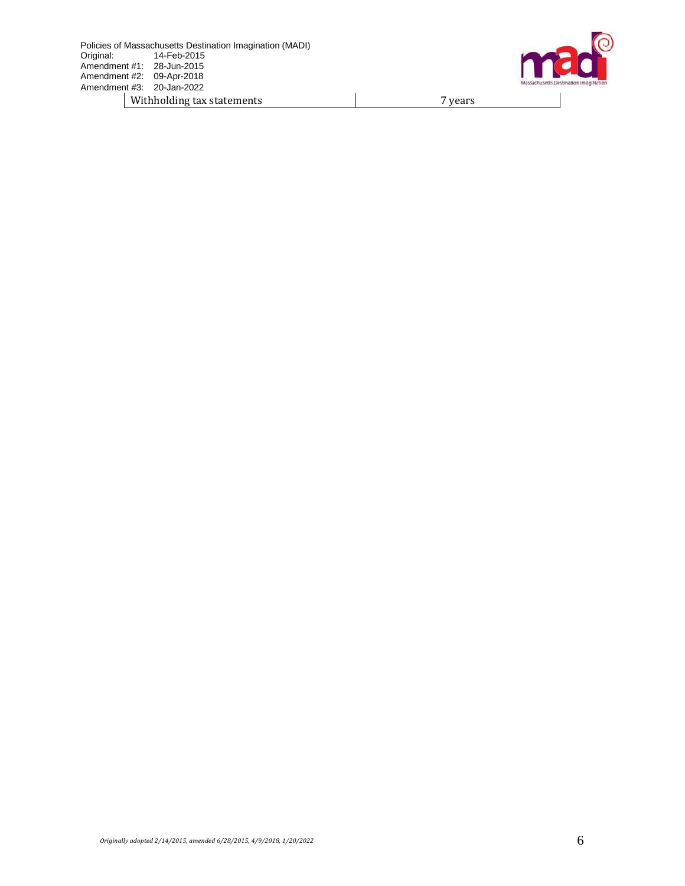| | |
|---|---|
| Withholding tax statements | 7 years |